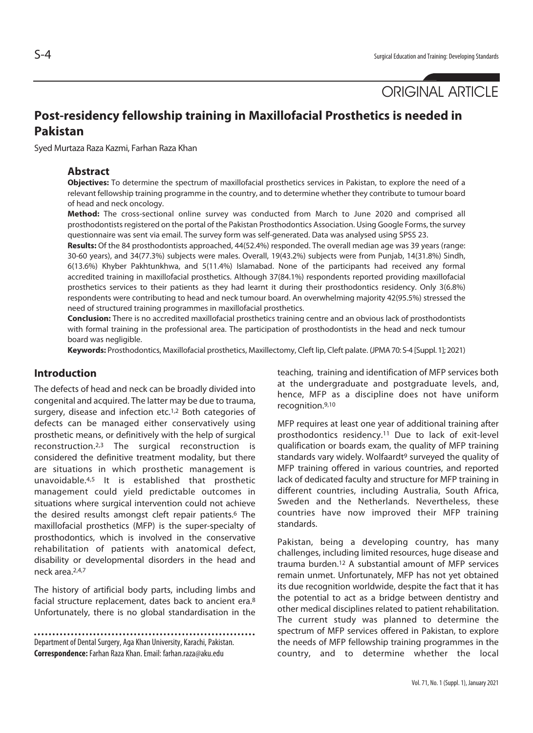ORIGINAL ARTICLE

# Post-residency fellowship training in Maxillofacial Prosthetics is needed in Pakistan

Syed Murtaza Raza Kazmi, Farhan Raza Khan

## Abstract

**Objectives:** To determine the spectrum of maxillofacial prosthetics services in Pakistan, to explore the need of a relevant fellowship training programme in the country, and to determine whether they contribute to tumour board of head and neck oncology.

**Method:** The cross-sectional online survey was conducted from March to June 2020 and comprised all prosthodontists registered on the portal of the Pakistan Prosthodontics Association. Using Google Forms, the survey questionnaire was sent via email. The survey form was self-generated. Data was analysed using SPSS 23.

**Results:** Of the 84 prosthodontists approached, 44(52.4%) responded. The overall median age was 39 years (range: 30-60 years), and 34(77.3%) subjects were males. Overall, 19(43.2%) subjects were from Punjab, 14(31.8%) Sindh, 6(13.6%) Khyber Pakhtunkhwa, and 5(11.4%) Islamabad. None of the participants had received any formal accredited training in maxillofacial prosthetics. Although 37(84.1%) respondents reported providing maxillofacial prosthetics services to their patients as they had learnt it during their prosthodontics residency. Only 3(6.8%) respondents were contributing to head and neck tumour board. An overwhelming majority 42(95.5%) stressed the need of structured training programmes in maxillofacial prosthetics.

**Conclusion:** There is no accredited maxillofacial prosthetics training centre and an obvious lack of prosthodontists with formal training in the professional area. The participation of prosthodontists in the head and neck tumour board was negligible.

**Keywords:** Prosthodontics, Maxillofacial prosthetics, Maxillectomy, Cleft lip, Cleft palate. (JPMA 70: S-4 [Suppl. 1]; 2021)

## Introduction

The defects of head and neck can be broadly divided into congenital and acquired. The latter may be due to trauma, surgery, disease and infection etc.[1,2] Both categories of defects can be managed either conservatively using prosthetic means, or definitively with the help of surgical reconstruction.[2,3] The surgical reconstruction is considered the definitive treatment modality, but there are situations in which prosthetic management is unavoidable.[4,5] It is established that prosthetic management could yield predictable outcomes in situations where surgical intervention could not achieve the desired results amongst cleft repair patients.[6] The maxillofacial prosthetics (MFP) is the super-specialty of prosthodontics, which is involved in the conservative rehabilitation of patients with anatomical defect, disability or developmental disorders in the head and neck area.[2,4,7]

The history of artificial body parts, including limbs and facial structure replacement, dates back to ancient era.[8] Unfortunately, there is no global standardisation in the teaching, training and identification of MFP services both at the undergraduate and postgraduate levels, and, hence, MFP as a discipline does not have uniform recognition.[9,10]

MFP requires at least one year of additional training after prosthodontics residency.[11] Due to lack of exit-level qualification or boards exam, the quality of MFP training standards vary widely. Wolfaardt[9] surveyed the quality of MFP training offered in various countries, and reported lack of dedicated faculty and structure for MFP training in different countries, including Australia, South Africa, Sweden and the Netherlands. Nevertheless, these countries have now improved their MFP training standards.

Pakistan, being a developing country, has many challenges, including limited resources, huge disease and trauma burden.[12] A substantial amount of MFP services remain unmet. Unfortunately, MFP has not yet obtained its due recognition worldwide, despite the fact that it has the potential to act as a bridge between dentistry and other medical disciplines related to patient rehabilitation. The current study was planned to determine the spectrum of MFP services offered in Pakistan, to explore the needs of MFP fellowship training programmes in the country, and to determine whether the local

Department of Dental Surgery, Aga Khan University, Karachi, Pakistan.
**Correspondence:** Farhan Raza Khan. Email: farhan.raza@aku.edu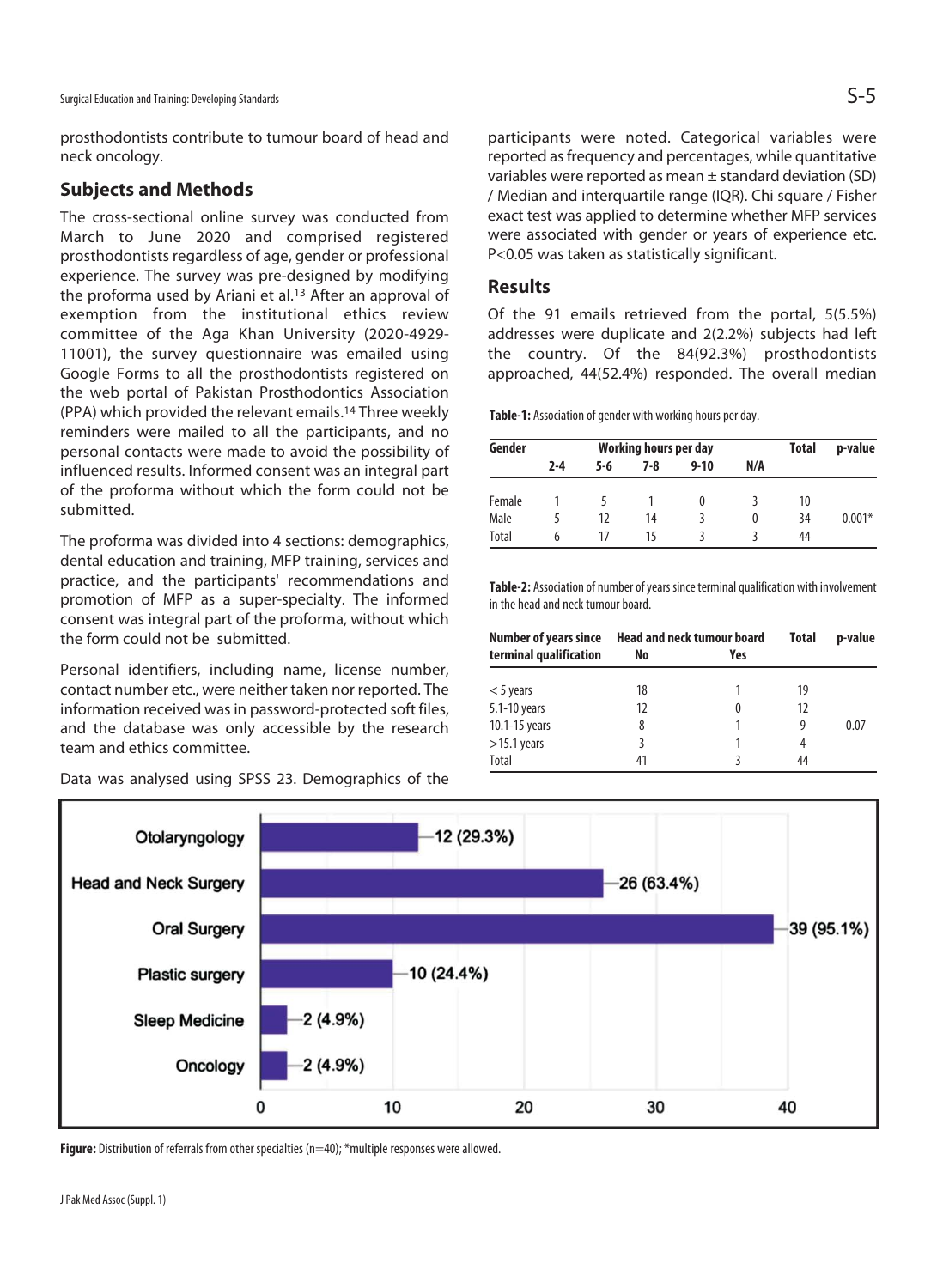prosthodontists contribute to tumour board of head and neck oncology.

## Subjects and Methods

The cross-sectional online survey was conducted from March to June 2020 and comprised registered prosthodontists regardless of age, gender or professional experience. The survey was pre-designed by modifying the proforma used by Ariani et al.[13] After an approval of exemption from the institutional ethics review committee of the Aga Khan University (2020-4929-11001), the survey questionnaire was emailed using Google Forms to all the prosthodontists registered on the web portal of Pakistan Prosthodontics Association (PPA) which provided the relevant emails.[14] Three weekly reminders were mailed to all the participants, and no personal contacts were made to avoid the possibility of influenced results. Informed consent was an integral part of the proforma without which the form could not be submitted.

The proforma was divided into 4 sections: demographics, dental education and training, MFP training, services and practice, and the participants' recommendations and promotion of MFP as a super-specialty. The informed consent was integral part of the proforma, without which the form could not be submitted.

Personal identifiers, including name, license number, contact number etc., were neither taken nor reported. The information received was in password-protected soft files, and the database was only accessible by the research team and ethics committee.

Data was analysed using SPSS 23. Demographics of the participants were noted. Categorical variables were reported as frequency and percentages, while quantitative variables were reported as mean ± standard deviation (SD) / Median and interquartile range (IQR). Chi square / Fisher exact test was applied to determine whether MFP services were associated with gender or years of experience etc. $P<0.05$ was taken as statistically significant.

## Results

Of the 91 emails retrieved from the portal, 5(5.5%) addresses were duplicate and 2(2.2%) subjects had left the country. Of the 84(92.3%) prosthodontists approached, 44(52.4%) responded. The overall median

**Table-1:** Association of gender with working hours per day.

| Gender | Working hours per day | | | | | Total | p-value |
|---|---|---|---|---|---|---|---|
| | 2-4 | 5-6 | 7-8 | 9-10 | N/A | | |
| Female | 1 | 5 | 1 | 0 | 3 | 10 | |
| Male | 5 | 12 | 14 | 3 | 0 | 34 | 0.001* |
| Total | 6 | 17 | 15 | 3 | 3 | 44 | |

**Table-2:** Association of number of years since terminal qualification with involvement in the head and neck tumour board.

| Number of years since terminal qualification | Head and neck tumour board | | Total | p-value |
|---|---|---|---|---|
| | No | Yes | | |
| < 5 years | 18 | 1 | 19 | |
| 5.1-10 years | 12 | 0 | 12 | |
| 10.1-15 years | 8 | 1 | 9 | 0.07 |
| >15.1 years | 3 | 1 | 4 | |
| Total | 41 | 3 | 44 | |

| Specialty | Referrals |
|---|---|
| Otolaryngology | 12 (29.3%) |
| Head and Neck Surgery | 26 (63.4%) |
| Oral Surgery | 39 (95.1%) |
| Plastic surgery | 10 (24.4%) |
| Sleep Medicine | 2 (4.9%) |
| Oncology | 2 (4.9%) |

**Figure:** Distribution of referrals from other specialties (n=40); *multiple responses were allowed.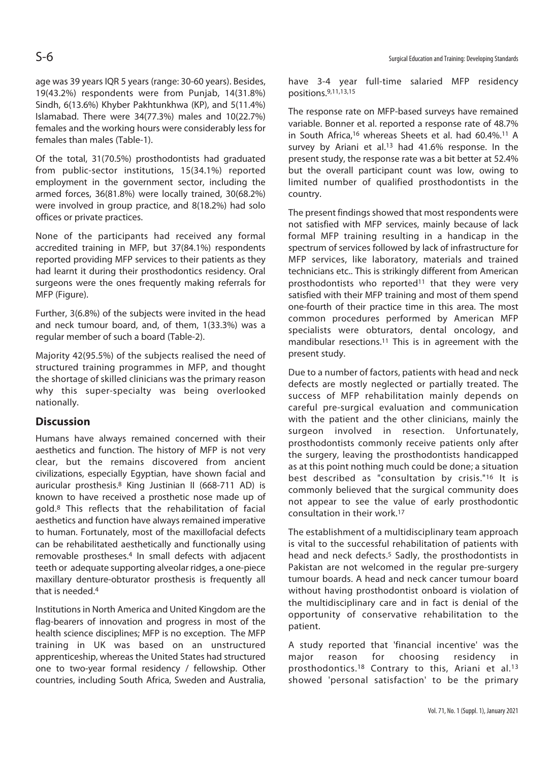age was 39 years IQR 5 years (range: 30-60 years). Besides, 19(43.2%) respondents were from Punjab, 14(31.8%) Sindh, 6(13.6%) Khyber Pakhtunkhwa (KP), and 5(11.4%) Islamabad. There were 34(77.3%) males and 10(22.7%) females and the working hours were considerably less for females than males (Table-1).

Of the total, 31(70.5%) prosthodontists had graduated from public-sector institutions, 15(34.1%) reported employment in the government sector, including the armed forces, 36(81.8%) were locally trained, 30(68.2%) were involved in group practice, and 8(18.2%) had solo offices or private practices.

None of the participants had received any formal accredited training in MFP, but 37(84.1%) respondents reported providing MFP services to their patients as they had learnt it during their prosthodontics residency. Oral surgeons were the ones frequently making referrals for MFP (Figure).

Further, 3(6.8%) of the subjects were invited in the head and neck tumour board, and, of them, 1(33.3%) was a regular member of such a board (Table-2).

Majority 42(95.5%) of the subjects realised the need of structured training programmes in MFP, and thought the shortage of skilled clinicians was the primary reason why this super-specialty was being overlooked nationally.

## Discussion

Humans have always remained concerned with their aesthetics and function. The history of MFP is not very clear, but the remains discovered from ancient civilizations, especially Egyptian, have shown facial and auricular prosthesis.[8] King Justinian II (668-711 AD) is known to have received a prosthetic nose made up of gold.[8] This reflects that the rehabilitation of facial aesthetics and function have always remained imperative to human. Fortunately, most of the maxillofacial defects can be rehabilitated aesthetically and functionally using removable prostheses.[4] In small defects with adjacent teeth or adequate supporting alveolar ridges, a one-piece maxillary denture-obturator prosthesis is frequently all that is needed.[4]

Institutions in North America and United Kingdom are the flag-bearers of innovation and progress in most of the health science disciplines; MFP is no exception. The MFP training in UK was based on an unstructured apprenticeship, whereas the United States had structured one to two-year formal residency / fellowship. Other countries, including South Africa, Sweden and Australia, have 3-4 year full-time salaried MFP residency positions.[9,11,13,15]

The response rate on MFP-based surveys have remained variable. Bonner et al. reported a response rate of 48.7% in South Africa,[16] whereas Sheets et al. had 60.4%.[11] A survey by Ariani et al.[13] had 41.6% response. In the present study, the response rate was a bit better at 52.4% but the overall participant count was low, owing to limited number of qualified prosthodontists in the country.

The present findings showed that most respondents were not satisfied with MFP services, mainly because of lack formal MFP training resulting in a handicap in the spectrum of services followed by lack of infrastructure for MFP services, like laboratory, materials and trained technicians etc.. This is strikingly different from American prosthodontists who reported[11] that they were very satisfied with their MFP training and most of them spend one-fourth of their practice time in this area. The most common procedures performed by American MFP specialists were obturators, dental oncology, and mandibular resections.[11] This is in agreement with the present study.

Due to a number of factors, patients with head and neck defects are mostly neglected or partially treated. The success of MFP rehabilitation mainly depends on careful pre-surgical evaluation and communication with the patient and the other clinicians, mainly the surgeon involved in resection. Unfortunately, prosthodontists commonly receive patients only after the surgery, leaving the prosthodontists handicapped as at this point nothing much could be done; a situation best described as "consultation by crisis."[16] It is commonly believed that the surgical community does not appear to see the value of early prosthodontic consultation in their work.[17]

The establishment of a multidisciplinary team approach is vital to the successful rehabilitation of patients with head and neck defects.[5] Sadly, the prosthodontists in Pakistan are not welcomed in the regular pre-surgery tumour boards. A head and neck cancer tumour board without having prosthodontist onboard is violation of the multidisciplinary care and in fact is denial of the opportunity of conservative rehabilitation to the patient.

A study reported that 'financial incentive' was the major reason for choosing residency in prosthodontics.[18] Contrary to this, Ariani et al.[13] showed 'personal satisfaction' to be the primary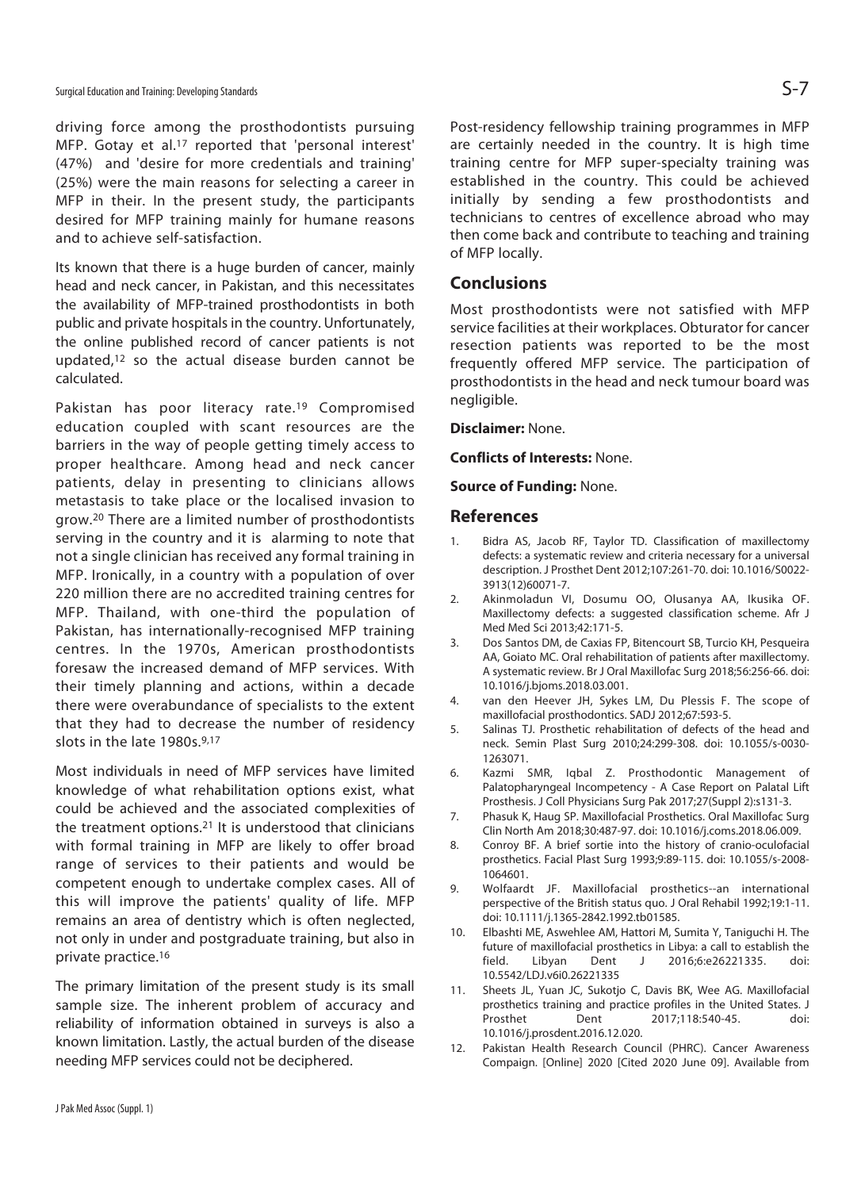driving force among the prosthodontists pursuing MFP. Gotay et al.[17] reported that 'personal interest' (47%) and 'desire for more credentials and training' (25%) were the main reasons for selecting a career in MFP in their. In the present study, the participants desired for MFP training mainly for humane reasons and to achieve self-satisfaction.

Its known that there is a huge burden of cancer, mainly head and neck cancer, in Pakistan, and this necessitates the availability of MFP-trained prosthodontists in both public and private hospitals in the country. Unfortunately, the online published record of cancer patients is not updated,[12] so the actual disease burden cannot be calculated.

Pakistan has poor literacy rate.[19] Compromised education coupled with scant resources are the barriers in the way of people getting timely access to proper healthcare. Among head and neck cancer patients, delay in presenting to clinicians allows metastasis to take place or the localised invasion to grow.[20] There are a limited number of prosthodontists serving in the country and it is alarming to note that not a single clinician has received any formal training in MFP. Ironically, in a country with a population of over 220 million there are no accredited training centres for MFP. Thailand, with one-third the population of Pakistan, has internationally-recognised MFP training centres. In the 1970s, American prosthodontists foresaw the increased demand of MFP services. With their timely planning and actions, within a decade there were overabundance of specialists to the extent that they had to decrease the number of residency slots in the late 1980s.[9,17]

Most individuals in need of MFP services have limited knowledge of what rehabilitation options exist, what could be achieved and the associated complexities of the treatment options.[21] It is understood that clinicians with formal training in MFP are likely to offer broad range of services to their patients and would be competent enough to undertake complex cases. All of this will improve the patients' quality of life. MFP remains an area of dentistry which is often neglected, not only in under and postgraduate training, but also in private practice.[16]

The primary limitation of the present study is its small sample size. The inherent problem of accuracy and reliability of information obtained in surveys is also a known limitation. Lastly, the actual burden of the disease needing MFP services could not be deciphered.

Post-residency fellowship training programmes in MFP are certainly needed in the country. It is high time training centre for MFP super-specialty training was established in the country. This could be achieved initially by sending a few prosthodontists and technicians to centres of excellence abroad who may then come back and contribute to teaching and training of MFP locally.

## Conclusions

Most prosthodontists were not satisfied with MFP service facilities at their workplaces. Obturator for cancer resection patients was reported to be the most frequently offered MFP service. The participation of prosthodontists in the head and neck tumour board was negligible.

**Disclaimer:** None.

**Conflicts of Interests:** None.

**Source of Funding:** None.

## References

1. Bidra AS, Jacob RF, Taylor TD. Classification of maxillectomy defects: a systematic review and criteria necessary for a universal description. J Prosthet Dent 2012;107:261-70. doi: 10.1016/S0022-3913(12)60071-7.
2. Akinmoladun VI, Dosumu OO, Olusanya AA, Ikusika OF. Maxillectomy defects: a suggested classification scheme. Afr J Med Med Sci 2013;42:171-5.
3. Dos Santos DM, de Caxias FP, Bitencourt SB, Turcio KH, Pesqueira AA, Goiato MC. Oral rehabilitation of patients after maxillectomy. A systematic review. Br J Oral Maxillofac Surg 2018;56:256-66. doi: 10.1016/j.bjoms.2018.03.001.
4. van den Heever JH, Sykes LM, Du Plessis F. The scope of maxillofacial prosthodontics. SADJ 2012;67:593-5.
5. Salinas TJ. Prosthetic rehabilitation of defects of the head and neck. Semin Plast Surg 2010;24:299-308. doi: 10.1055/s-0030-1263071.
6. Kazmi SMR, Iqbal Z. Prosthodontic Management of Palatopharyngeal Incompetency - A Case Report on Palatal Lift Prosthesis. J Coll Physicians Surg Pak 2017;27(Suppl 2):s131-3.
7. Phasuk K, Haug SP. Maxillofacial Prosthetics. Oral Maxillofac Surg Clin North Am 2018;30:487-97. doi: 10.1016/j.coms.2018.06.009.
8. Conroy BF. A brief sortie into the history of cranio-oculofacial prosthetics. Facial Plast Surg 1993;9:89-115. doi: 10.1055/s-2008-1064601.
9. Wolfaardt JF. Maxillofacial prosthetics--an international perspective of the British status quo. J Oral Rehabil 1992;19:1-11. doi: 10.1111/j.1365-2842.1992.tb01585.
10. Elbashti ME, Aswehlee AM, Hattori M, Sumita Y, Taniguchi H. The future of maxillofacial prosthetics in Libya: a call to establish the field. Libyan Dent J 2016;6:e26221335. doi: 10.5542/LDJ.v6i0.26221335
11. Sheets JL, Yuan JC, Sukotjo C, Davis BK, Wee AG. Maxillofacial prosthetics training and practice profiles in the United States. J Prosthet Dent 2017;118:540-45. doi: 10.1016/j.prosdent.2016.12.020.
12. Pakistan Health Research Council (PHRC). Cancer Awareness Compaign. [Online] 2020 [Cited 2020 June 09]. Available from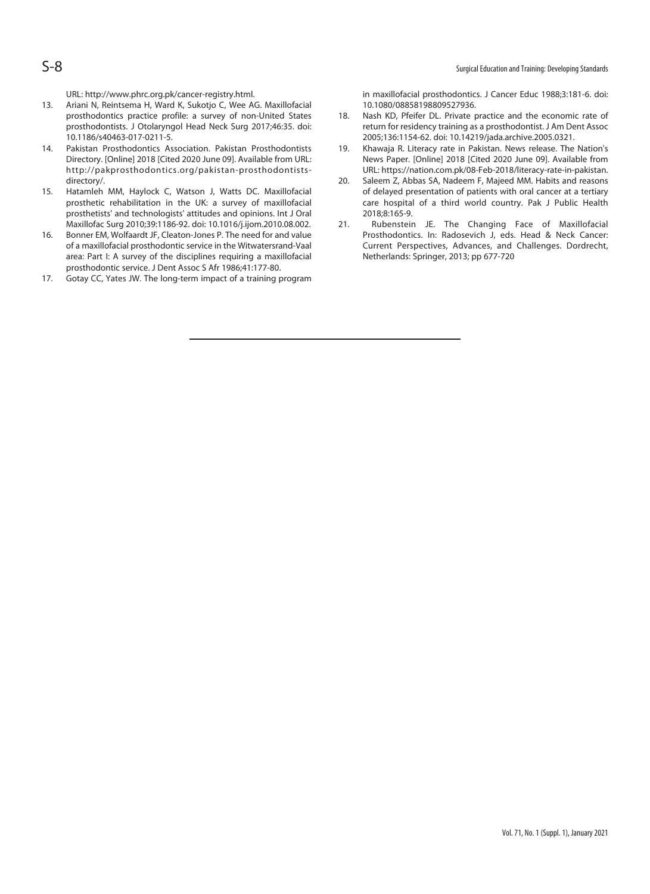URL: http://www.phrc.org.pk/cancer-registry.html.

13. Ariani N, Reintsema H, Ward K, Sukotjo C, Wee AG. Maxillofacial prosthodontics practice profile: a survey of non-United States prosthodontists. J Otolaryngol Head Neck Surg 2017;46:35. doi: 10.1186/s40463-017-0211-5.
14. Pakistan Prosthodontics Association. Pakistan Prosthodontists Directory. [Online] 2018 [Cited 2020 June 09]. Available from URL: http://pakprosthodontics.org/pakistan-prosthodontists-directory/.
15. Hatamleh MM, Haylock C, Watson J, Watts DC. Maxillofacial prosthetic rehabilitation in the UK: a survey of maxillofacial prosthetists' and technologists' attitudes and opinions. Int J Oral Maxillofac Surg 2010;39:1186-92. doi: 10.1016/j.ijom.2010.08.002.
16. Bonner EM, Wolfaardt JF, Cleaton-Jones P. The need for and value of a maxillofacial prosthodontic service in the Witwatersrand-Vaal area: Part I: A survey of the disciplines requiring a maxillofacial prosthodontic service. J Dent Assoc S Afr 1986;41:177-80.
17. Gotay CC, Yates JW. The long-term impact of a training program in maxillofacial prosthodontics. J Cancer Educ 1988;3:181-6. doi: 10.1080/08858198809527936.
18. Nash KD, Pfeifer DL. Private practice and the economic rate of return for residency training as a prosthodontist. J Am Dent Assoc 2005;136:1154-62. doi: 10.14219/jada.archive.2005.0321.
19. Khawaja R. Literacy rate in Pakistan. News release. The Nation's News Paper. [Online] 2018 [Cited 2020 June 09]. Available from URL: https://nation.com.pk/08-Feb-2018/literacy-rate-in-pakistan.
20. Saleem Z, Abbas SA, Nadeem F, Majeed MM. Habits and reasons of delayed presentation of patients with oral cancer at a tertiary care hospital of a third world country. Pak J Public Health 2018;8:165-9.
21. Rubenstein JE. The Changing Face of Maxillofacial Prosthodontics. In: Radosevich J, eds. Head & Neck Cancer: Current Perspectives, Advances, and Challenges. Dordrecht, Netherlands: Springer, 2013; pp 677-720